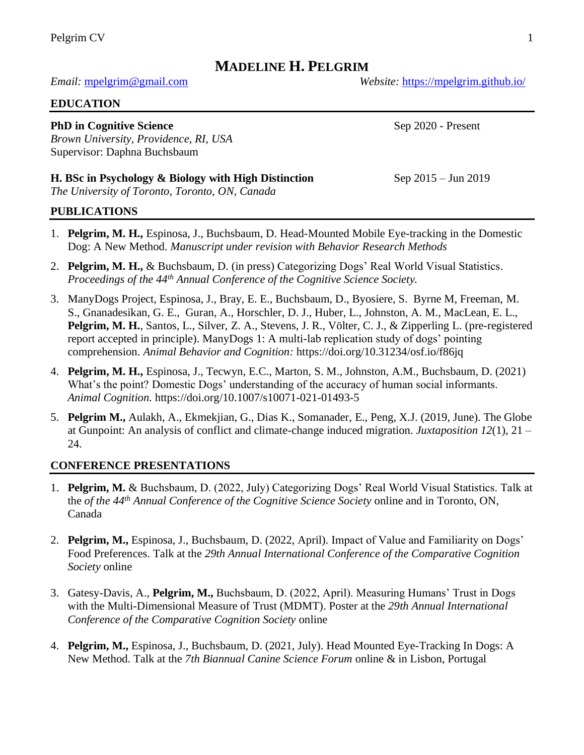# **MADELINE H. PELGRIM**

*Email:* mpelgrim@gmail.com *Website:* https://mpelgrim.github.io/

## EDUCATION

**PhD in Cognitive Science** Sep 2020 - Present
*Brown University, Providence, RI, USA*
Supervisor: Daphna Buchsbaum

**H. BSc in Psychology & Biology with High Distinction** Sep 2015 – Jun 2019
*The University of Toronto, Toronto, ON, Canada*

## PUBLICATIONS

1. **Pelgrim, M. H.,** Espinosa, J., Buchsbaum, D. Head-Mounted Mobile Eye-tracking in the Domestic Dog: A New Method. *Manuscript under revision with Behavior Research Methods*
2. **Pelgrim, M. H.,** & Buchsbaum, D. (in press) Categorizing Dogs' Real World Visual Statistics. *Proceedings of the 44th Annual Conference of the Cognitive Science Society.*
3. ManyDogs Project, Espinosa, J., Bray, E. E., Buchsbaum, D., Byosiere, S. Byrne M, Freeman, M. S., Gnanadesikan, G. E., Guran, A., Horschler, D. J., Huber, L., Johnston, A. M., MacLean, E. L., **Pelgrim, M. H.**, Santos, L., Silver, Z. A., Stevens, J. R., Völter, C. J., & Zipperling L. (pre-registered report accepted in principle). ManyDogs 1: A multi-lab replication study of dogs' pointing comprehension. *Animal Behavior and Cognition:* https://doi.org/10.31234/osf.io/f86jq
4. **Pelgrim, M. H.,** Espinosa, J., Tecwyn, E.C., Marton, S. M., Johnston, A.M., Buchsbaum, D. (2021) What's the point? Domestic Dogs' understanding of the accuracy of human social informants. *Animal Cognition.* https://doi.org/10.1007/s10071-021-01493-5
5. **Pelgrim M.,** Aulakh, A., Ekmekjian, G., Dias K., Somanader, E., Peng, X.J. (2019, June). The Globe at Gunpoint: An analysis of conflict and climate-change induced migration. *Juxtaposition 12*(1), 21 – 24.

## CONFERENCE PRESENTATIONS

1. **Pelgrim, M.** & Buchsbaum, D. (2022, July) Categorizing Dogs' Real World Visual Statistics. Talk at the *of the 44th Annual Conference of the Cognitive Science Society* online and in Toronto, ON, Canada
2. **Pelgrim, M.,** Espinosa, J., Buchsbaum, D. (2022, April). Impact of Value and Familiarity on Dogs' Food Preferences. Talk at the *29th Annual International Conference of the Comparative Cognition Society* online
3. Gatesy-Davis, A., **Pelgrim, M.,** Buchsbaum, D. (2022, April). Measuring Humans' Trust in Dogs with the Multi-Dimensional Measure of Trust (MDMT). Poster at the *29th Annual International Conference of the Comparative Cognition Society* online
4. **Pelgrim, M.,** Espinosa, J., Buchsbaum, D. (2021, July). Head Mounted Eye-Tracking In Dogs: A New Method. Talk at the *7th Biannual Canine Science Forum* online & in Lisbon, Portugal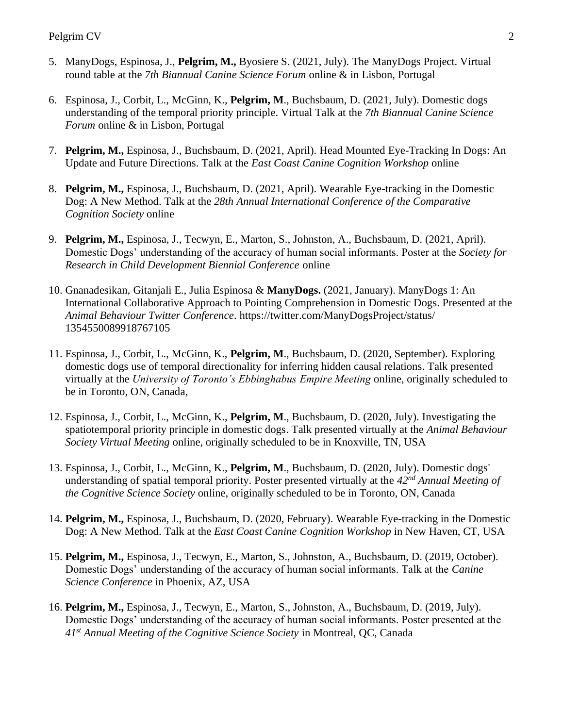5. ManyDogs, Espinosa, J., **Pelgrim, M.,** Byosiere S. (2021, July). The ManyDogs Project. Virtual round table at the *7th Biannual Canine Science Forum* online & in Lisbon, Portugal

6. Espinosa, J., Corbit, L., McGinn, K., **Pelgrim, M**., Buchsbaum, D. (2021, July). Domestic dogs understanding of the temporal priority principle. Virtual Talk at the *7th Biannual Canine Science Forum* online & in Lisbon, Portugal

7. **Pelgrim, M.,** Espinosa, J., Buchsbaum, D. (2021, April). Head Mounted Eye-Tracking In Dogs: An Update and Future Directions. Talk at the *East Coast Canine Cognition Workshop* online

8. **Pelgrim, M.,** Espinosa, J., Buchsbaum, D. (2021, April). Wearable Eye-tracking in the Domestic Dog: A New Method. Talk at the *28th Annual International Conference of the Comparative Cognition Society* online

9. **Pelgrim, M.,** Espinosa, J., Tecwyn, E., Marton, S., Johnston, A., Buchsbaum, D. (2021, April). Domestic Dogs' understanding of the accuracy of human social informants. Poster at the *Society for Research in Child Development Biennial Conference* online

10. Gnanadesikan, Gitanjali E., Julia Espinosa & **ManyDogs.** (2021, January). ManyDogs 1: An International Collaborative Approach to Pointing Comprehension in Domestic Dogs. Presented at the *Animal Behaviour Twitter Conference*. https://twitter.com/ManyDogsProject/status/1354550089918767105

11. Espinosa, J., Corbit, L., McGinn, K., **Pelgrim, M**., Buchsbaum, D. (2020, September). Exploring domestic dogs use of temporal directionality for inferring hidden causal relations. Talk presented virtually at the *University of Toronto's Ebbinghabus Empire Meeting* online, originally scheduled to be in Toronto, ON, Canada,

12. Espinosa, J., Corbit, L., McGinn, K., **Pelgrim, M**., Buchsbaum, D. (2020, July). Investigating the spatiotemporal priority principle in domestic dogs. Talk presented virtually at the *Animal Behaviour Society Virtual Meeting* online, originally scheduled to be in Knoxville, TN, USA

13. Espinosa, J., Corbit, L., McGinn, K., **Pelgrim, M**., Buchsbaum, D. (2020, July). Domestic dogs' understanding of spatial temporal priority. Poster presented virtually at the *42nd Annual Meeting of the Cognitive Science Society* online, originally scheduled to be in Toronto, ON, Canada

14. **Pelgrim, M.,** Espinosa, J., Buchsbaum, D. (2020, February). Wearable Eye-tracking in the Domestic Dog: A New Method. Talk at the *East Coast Canine Cognition Workshop* in New Haven, CT, USA

15. **Pelgrim, M.,** Espinosa, J., Tecwyn, E., Marton, S., Johnston, A., Buchsbaum, D. (2019, October). Domestic Dogs' understanding of the accuracy of human social informants. Talk at the *Canine Science Conference* in Phoenix, AZ, USA

16. **Pelgrim, M.,** Espinosa, J., Tecwyn, E., Marton, S., Johnston, A., Buchsbaum, D. (2019, July). Domestic Dogs' understanding of the accuracy of human social informants. Poster presented at the *41st Annual Meeting of the Cognitive Science Society* in Montreal, QC, Canada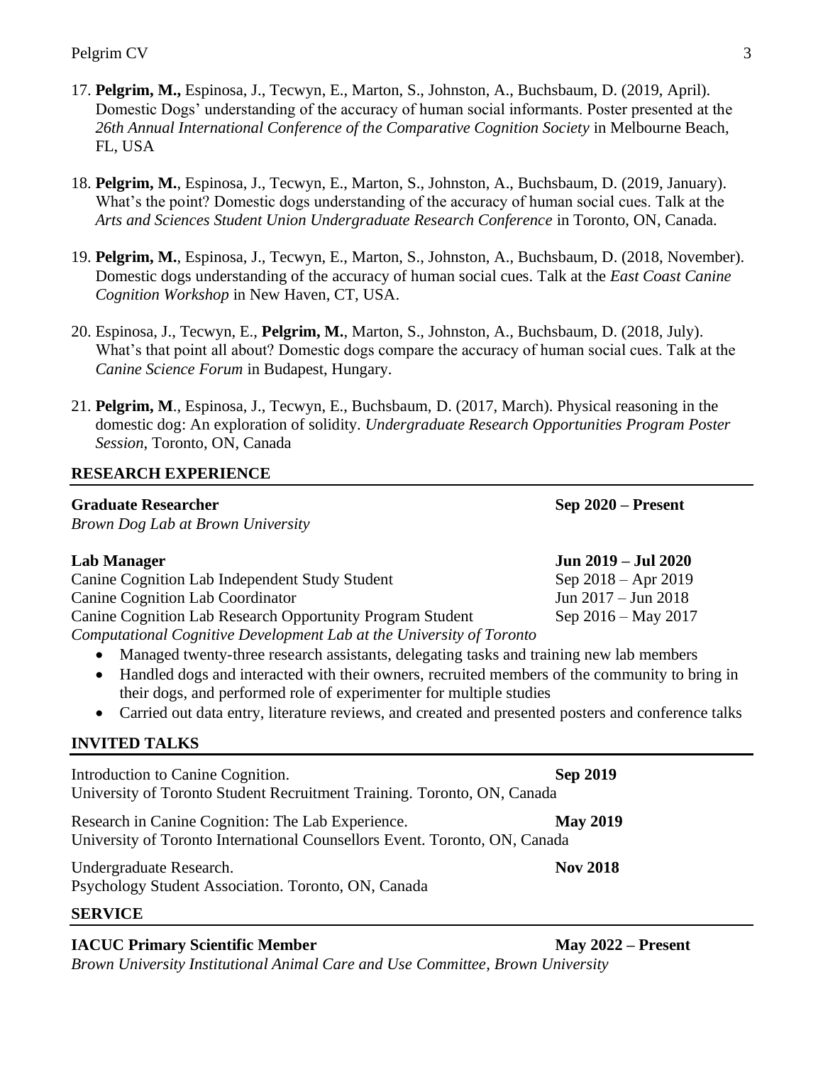17. **Pelgrim, M.,** Espinosa, J., Tecwyn, E., Marton, S., Johnston, A., Buchsbaum, D. (2019, April). Domestic Dogs' understanding of the accuracy of human social informants. Poster presented at the *26th Annual International Conference of the Comparative Cognition Society* in Melbourne Beach, FL, USA

18. **Pelgrim, M.**, Espinosa, J., Tecwyn, E., Marton, S., Johnston, A., Buchsbaum, D. (2019, January). What's the point? Domestic dogs understanding of the accuracy of human social cues. Talk at the *Arts and Sciences Student Union Undergraduate Research Conference* in Toronto, ON, Canada.

19. **Pelgrim, M.**, Espinosa, J., Tecwyn, E., Marton, S., Johnston, A., Buchsbaum, D. (2018, November). Domestic dogs understanding of the accuracy of human social cues. Talk at the *East Coast Canine Cognition Workshop* in New Haven, CT, USA.

20. Espinosa, J., Tecwyn, E., **Pelgrim, M.**, Marton, S., Johnston, A., Buchsbaum, D. (2018, July). What's that point all about? Domestic dogs compare the accuracy of human social cues. Talk at the *Canine Science Forum* in Budapest, Hungary.

21. **Pelgrim, M**., Espinosa, J., Tecwyn, E., Buchsbaum, D. (2017, March). Physical reasoning in the domestic dog: An exploration of solidity. *Undergraduate Research Opportunities Program Poster Session*, Toronto, ON, Canada

## RESEARCH EXPERIENCE

**Graduate Researcher** — **Sep 2020 – Present**
*Brown Dog Lab at Brown University*

**Lab Manager** — **Jun 2019 – Jul 2020**
Canine Cognition Lab Independent Study Student — Sep 2018 – Apr 2019
Canine Cognition Lab Coordinator — Jun 2017 – Jun 2018
Canine Cognition Lab Research Opportunity Program Student — Sep 2016 – May 2017
*Computational Cognitive Development Lab at the University of Toronto*

- Managed twenty-three research assistants, delegating tasks and training new lab members
- Handled dogs and interacted with their owners, recruited members of the community to bring in their dogs, and performed role of experimenter for multiple studies
- Carried out data entry, literature reviews, and created and presented posters and conference talks

## INVITED TALKS

Introduction to Canine Cognition. — **Sep 2019**
University of Toronto Student Recruitment Training. Toronto, ON, Canada

Research in Canine Cognition: The Lab Experience. — **May 2019**
University of Toronto International Counsellors Event. Toronto, ON, Canada

Undergraduate Research. — **Nov 2018**
Psychology Student Association. Toronto, ON, Canada

## SERVICE

**IACUC Primary Scientific Member** — **May 2022 – Present**
*Brown University Institutional Animal Care and Use Committee, Brown University*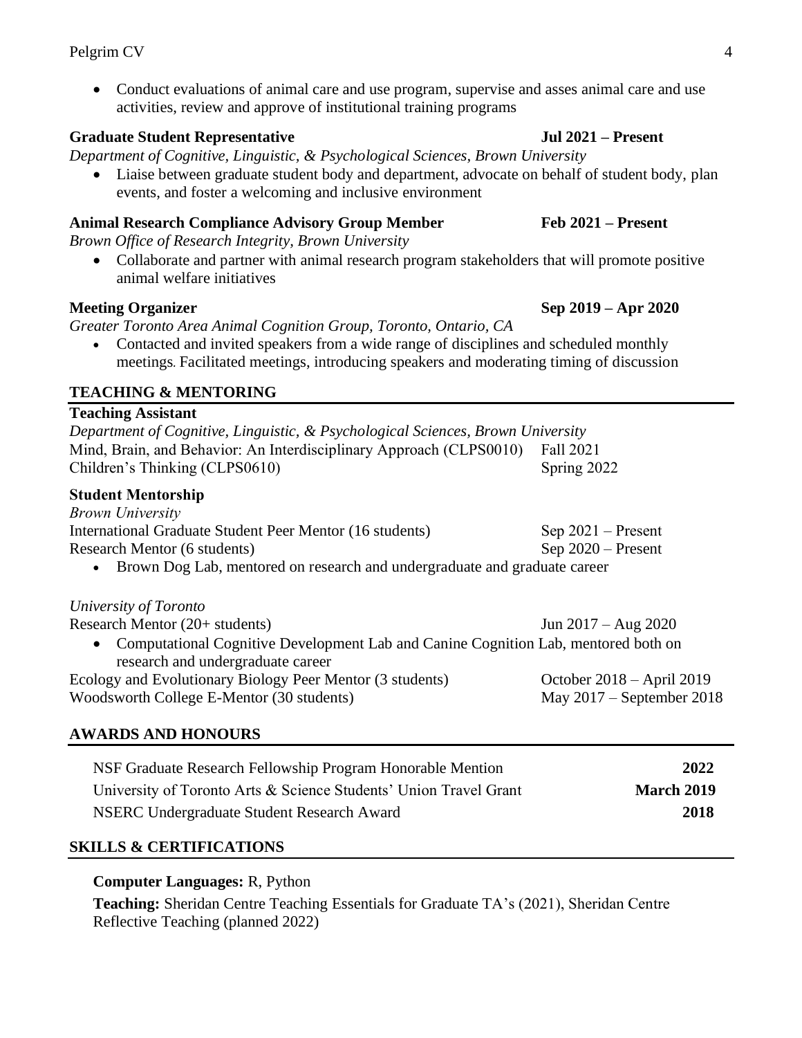- Conduct evaluations of animal care and use program, supervise and asses animal care and use activities, review and approve of institutional training programs

**Graduate Student Representative** **Jul 2021 – Present**
*Department of Cognitive, Linguistic, & Psychological Sciences, Brown University*

- Liaise between graduate student body and department, advocate on behalf of student body, plan events, and foster a welcoming and inclusive environment

**Animal Research Compliance Advisory Group Member** **Feb 2021 – Present**
*Brown Office of Research Integrity, Brown University*

- Collaborate and partner with animal research program stakeholders that will promote positive animal welfare initiatives

**Meeting Organizer** **Sep 2019 – Apr 2020**
*Greater Toronto Area Animal Cognition Group, Toronto, Ontario, CA*

- Contacted and invited speakers from a wide range of disciplines and scheduled monthly meetings. Facilitated meetings, introducing speakers and moderating timing of discussion

## TEACHING & MENTORING

**Teaching Assistant**
*Department of Cognitive, Linguistic, & Psychological Sciences, Brown University*
Mind, Brain, and Behavior: An Interdisciplinary Approach (CLPS0010) Fall 2021
Children's Thinking (CLPS0610) Spring 2022

**Student Mentorship**
*Brown University*
International Graduate Student Peer Mentor (16 students) Sep 2021 – Present
Research Mentor (6 students) Sep 2020 – Present

- Brown Dog Lab, mentored on research and undergraduate and graduate career

*University of Toronto*
Research Mentor (20+ students) Jun 2017 – Aug 2020

- Computational Cognitive Development Lab and Canine Cognition Lab, mentored both on research and undergraduate career

Ecology and Evolutionary Biology Peer Mentor (3 students) October 2018 – April 2019
Woodsworth College E-Mentor (30 students) May 2017 – September 2018

## AWARDS AND HONOURS

NSF Graduate Research Fellowship Program Honorable Mention **2022**
University of Toronto Arts & Science Students' Union Travel Grant **March 2019**
NSERC Undergraduate Student Research Award **2018**

## SKILLS & CERTIFICATIONS

**Computer Languages:** R, Python

**Teaching:** Sheridan Centre Teaching Essentials for Graduate TA's (2021), Sheridan Centre Reflective Teaching (planned 2022)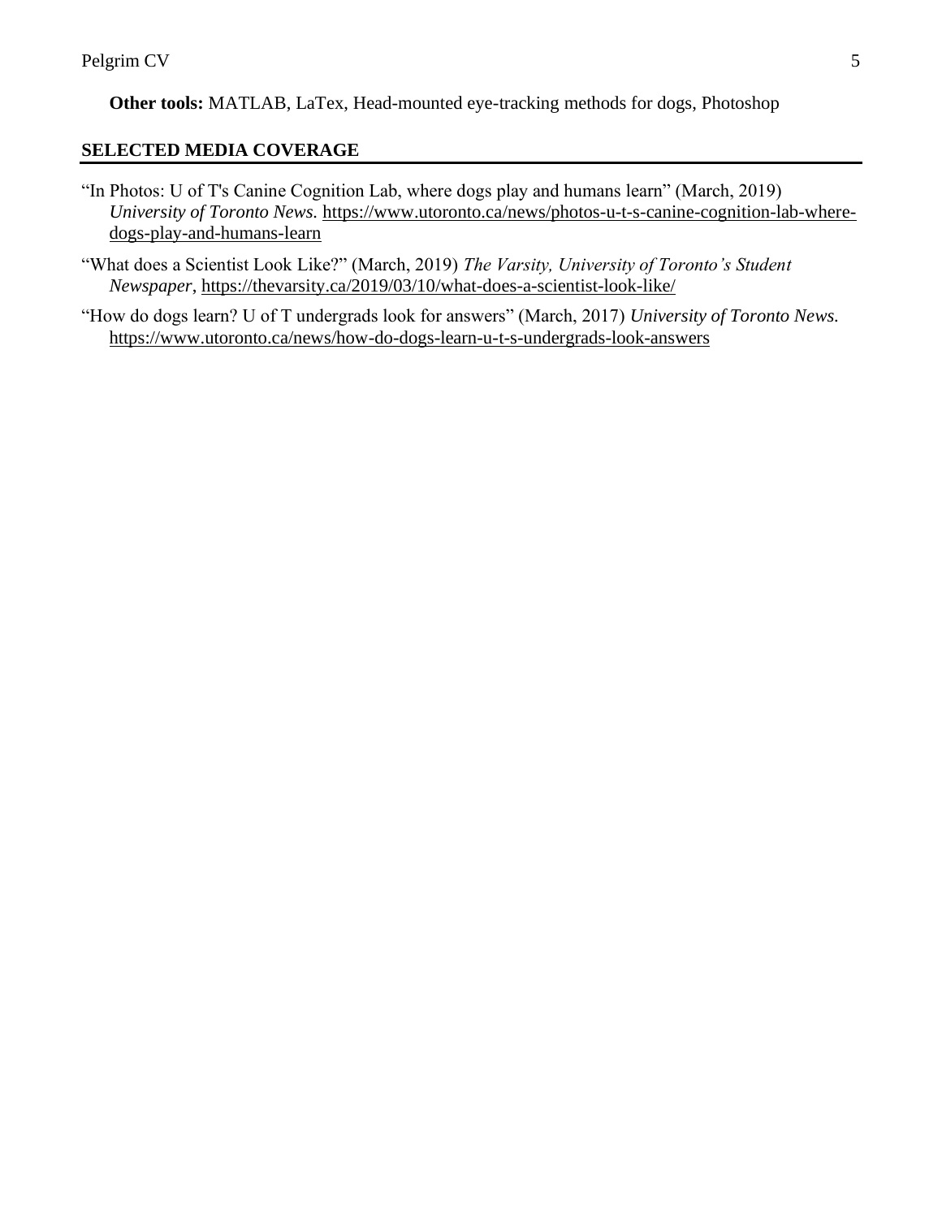**Other tools:** MATLAB, LaTex, Head-mounted eye-tracking methods for dogs, Photoshop

## SELECTED MEDIA COVERAGE

"In Photos: U of T's Canine Cognition Lab, where dogs play and humans learn" (March, 2019) *University of Toronto News.* https://www.utoronto.ca/news/photos-u-t-s-canine-cognition-lab-where-dogs-play-and-humans-learn

"What does a Scientist Look Like?" (March, 2019) *The Varsity, University of Toronto's Student Newspaper*, https://thevarsity.ca/2019/03/10/what-does-a-scientist-look-like/

"How do dogs learn? U of T undergrads look for answers" (March, 2017) *University of Toronto News.* https://www.utoronto.ca/news/how-do-dogs-learn-u-t-s-undergrads-look-answers